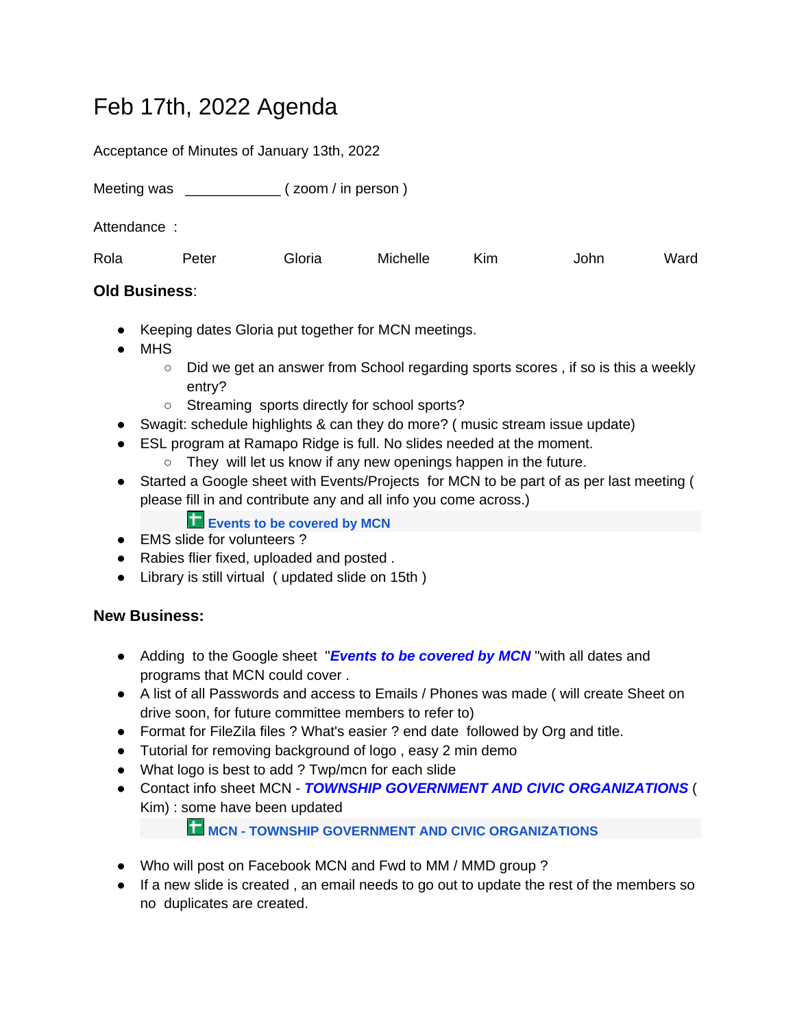# Feb 17th, 2022 Agenda

Acceptance of Minutes of January 13th, 2022

Meeting was ____________ ( zoom / in person )

Attendance :

Rola Peter Gloria Michelle Kim John Ward

**Old Business**:

- Keeping dates Gloria put together for MCN meetings.
- MHS
  - Did we get an answer from School regarding sports scores , if so is this a weekly entry?
  - Streaming sports directly for school sports?
- Swagit: schedule highlights & can they do more? ( music stream issue update)
- ESL program at Ramapo Ridge is full. No slides needed at the moment.
  - They will let us know if any new openings happen in the future.
- Started a Google sheet with Events/Projects for MCN to be part of as per last meeting ( please fill in and contribute any and all info you come across.)

  **Events to be covered by MCN**
- EMS slide for volunteers ?
- Rabies flier fixed, uploaded and posted .
- Library is still virtual ( updated slide on 15th )

**New Business:**

- Adding to the Google sheet "***Events to be covered by MCN***"with all dates and programs that MCN could cover .
- A list of all Passwords and access to Emails / Phones was made ( will create Sheet on drive soon, for future committee members to refer to)
- Format for FileZila files ? What's easier ? end date followed by Org and title.
- Tutorial for removing background of logo , easy 2 min demo
- What logo is best to add ? Twp/mcn for each slide
- Contact info sheet MCN - ***TOWNSHIP GOVERNMENT AND CIVIC ORGANIZATIONS*** ( Kim) : some have been updated

  **MCN - TOWNSHIP GOVERNMENT AND CIVIC ORGANIZATIONS**
- Who will post on Facebook MCN and Fwd to MM / MMD group ?
- If a new slide is created , an email needs to go out to update the rest of the members so no duplicates are created.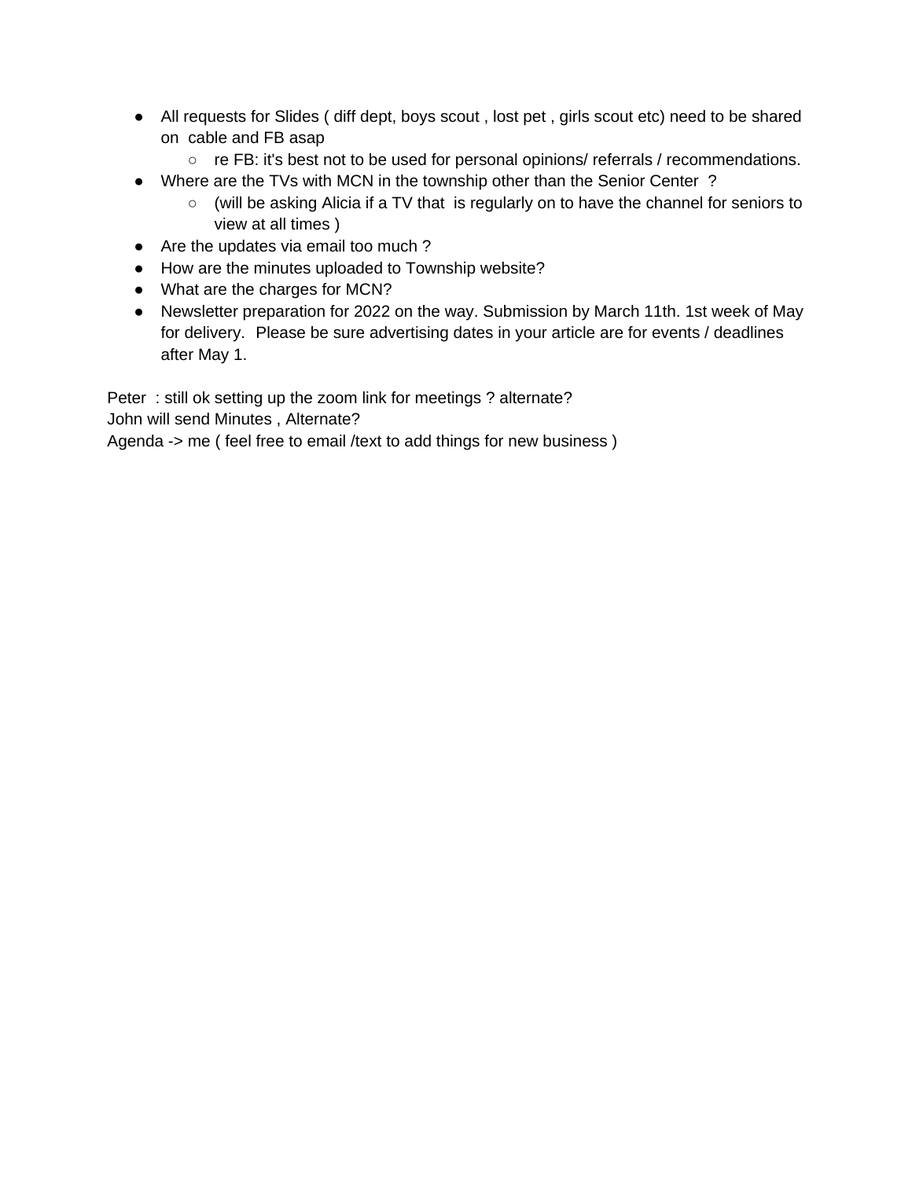- All requests for Slides ( diff dept, boys scout , lost pet , girls scout etc) need to be shared on cable and FB asap
  - re FB: it's best not to be used for personal opinions/ referrals / recommendations.
- Where are the TVs with MCN in the township other than the Senior Center ?
  - (will be asking Alicia if a TV that is regularly on to have the channel for seniors to view at all times )
- Are the updates via email too much ?
- How are the minutes uploaded to Township website?
- What are the charges for MCN?
- Newsletter preparation for 2022 on the way. Submission by March 11th. 1st week of May for delivery. Please be sure advertising dates in your article are for events / deadlines after May 1.

Peter : still ok setting up the zoom link for meetings ? alternate?
John will send Minutes , Alternate?
Agenda -> me ( feel free to email /text to add things for new business )